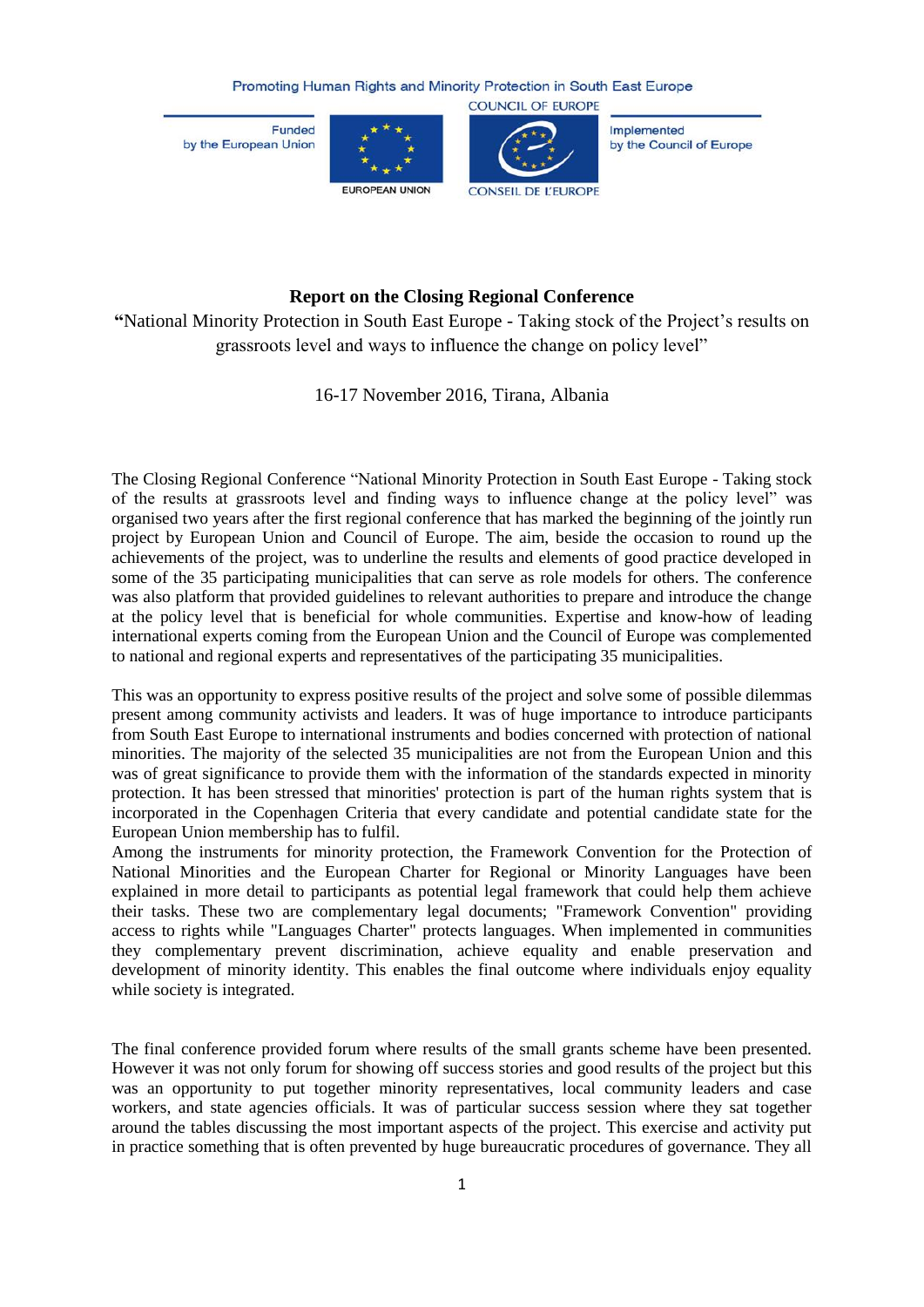Promoting Human Rights and Minority Protection in South East Europe

Funded by the European Union

EUROPEAN UNION

COUNCIL OF EUROPE

CONSEIL DE L'EUROPE

Implemented by the Council of Europe

**Report on the Closing Regional Conference**

**"**National Minority Protection in South East Europe - Taking stock of the Project's results on grassroots level and ways to influence the change on policy level"

16-17 November 2016, Tirana, Albania

The Closing Regional Conference "National Minority Protection in South East Europe - Taking stock of the results at grassroots level and finding ways to influence change at the policy level" was organised two years after the first regional conference that has marked the beginning of the jointly run project by European Union and Council of Europe. The aim, beside the occasion to round up the achievements of the project, was to underline the results and elements of good practice developed in some of the 35 participating municipalities that can serve as role models for others. The conference was also platform that provided guidelines to relevant authorities to prepare and introduce the change at the policy level that is beneficial for whole communities. Expertise and know-how of leading international experts coming from the European Union and the Council of Europe was complemented to national and regional experts and representatives of the participating 35 municipalities.

This was an opportunity to express positive results of the project and solve some of possible dilemmas present among community activists and leaders. It was of huge importance to introduce participants from South East Europe to international instruments and bodies concerned with protection of national minorities. The majority of the selected 35 municipalities are not from the European Union and this was of great significance to provide them with the information of the standards expected in minority protection. It has been stressed that minorities' protection is part of the human rights system that is incorporated in the Copenhagen Criteria that every candidate and potential candidate state for the European Union membership has to fulfil.

Among the instruments for minority protection, the Framework Convention for the Protection of National Minorities and the European Charter for Regional or Minority Languages have been explained in more detail to participants as potential legal framework that could help them achieve their tasks. These two are complementary legal documents; "Framework Convention" providing access to rights while "Languages Charter" protects languages. When implemented in communities they complementary prevent discrimination, achieve equality and enable preservation and development of minority identity. This enables the final outcome where individuals enjoy equality while society is integrated.

The final conference provided forum where results of the small grants scheme have been presented. However it was not only forum for showing off success stories and good results of the project but this was an opportunity to put together minority representatives, local community leaders and case workers, and state agencies officials. It was of particular success session where they sat together around the tables discussing the most important aspects of the project. This exercise and activity put in practice something that is often prevented by huge bureaucratic procedures of governance. They all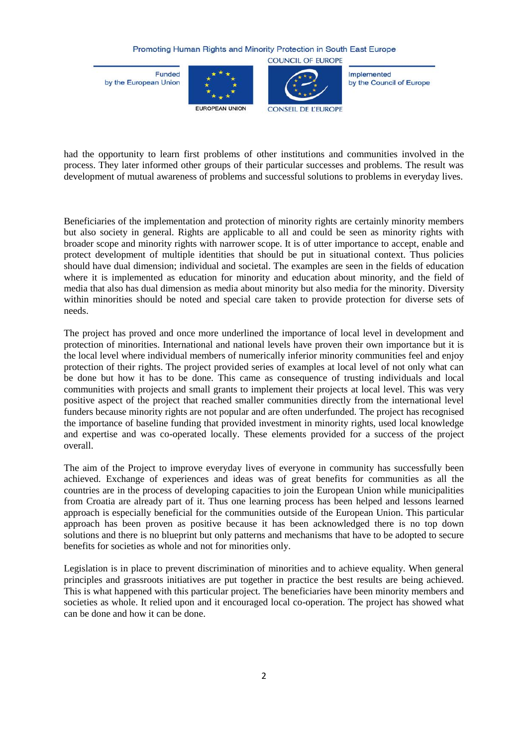had the opportunity to learn first problems of other institutions and communities involved in the process. They later informed other groups of their particular successes and problems. The result was development of mutual awareness of problems and successful solutions to problems in everyday lives.

Beneficiaries of the implementation and protection of minority rights are certainly minority members but also society in general. Rights are applicable to all and could be seen as minority rights with broader scope and minority rights with narrower scope. It is of utter importance to accept, enable and protect development of multiple identities that should be put in situational context. Thus policies should have dual dimension; individual and societal. The examples are seen in the fields of education where it is implemented as education for minority and education about minority, and the field of media that also has dual dimension as media about minority but also media for the minority. Diversity within minorities should be noted and special care taken to provide protection for diverse sets of needs.

The project has proved and once more underlined the importance of local level in development and protection of minorities. International and national levels have proven their own importance but it is the local level where individual members of numerically inferior minority communities feel and enjoy protection of their rights. The project provided series of examples at local level of not only what can be done but how it has to be done. This came as consequence of trusting individuals and local communities with projects and small grants to implement their projects at local level. This was very positive aspect of the project that reached smaller communities directly from the international level funders because minority rights are not popular and are often underfunded. The project has recognised the importance of baseline funding that provided investment in minority rights, used local knowledge and expertise and was co-operated locally. These elements provided for a success of the project overall.

The aim of the Project to improve everyday lives of everyone in community has successfully been achieved. Exchange of experiences and ideas was of great benefits for communities as all the countries are in the process of developing capacities to join the European Union while municipalities from Croatia are already part of it. Thus one learning process has been helped and lessons learned approach is especially beneficial for the communities outside of the European Union. This particular approach has been proven as positive because it has been acknowledged there is no top down solutions and there is no blueprint but only patterns and mechanisms that have to be adopted to secure benefits for societies as whole and not for minorities only.

Legislation is in place to prevent discrimination of minorities and to achieve equality. When general principles and grassroots initiatives are put together in practice the best results are being achieved. This is what happened with this particular project. The beneficiaries have been minority members and societies as whole. It relied upon and it encouraged local co-operation. The project has showed what can be done and how it can be done.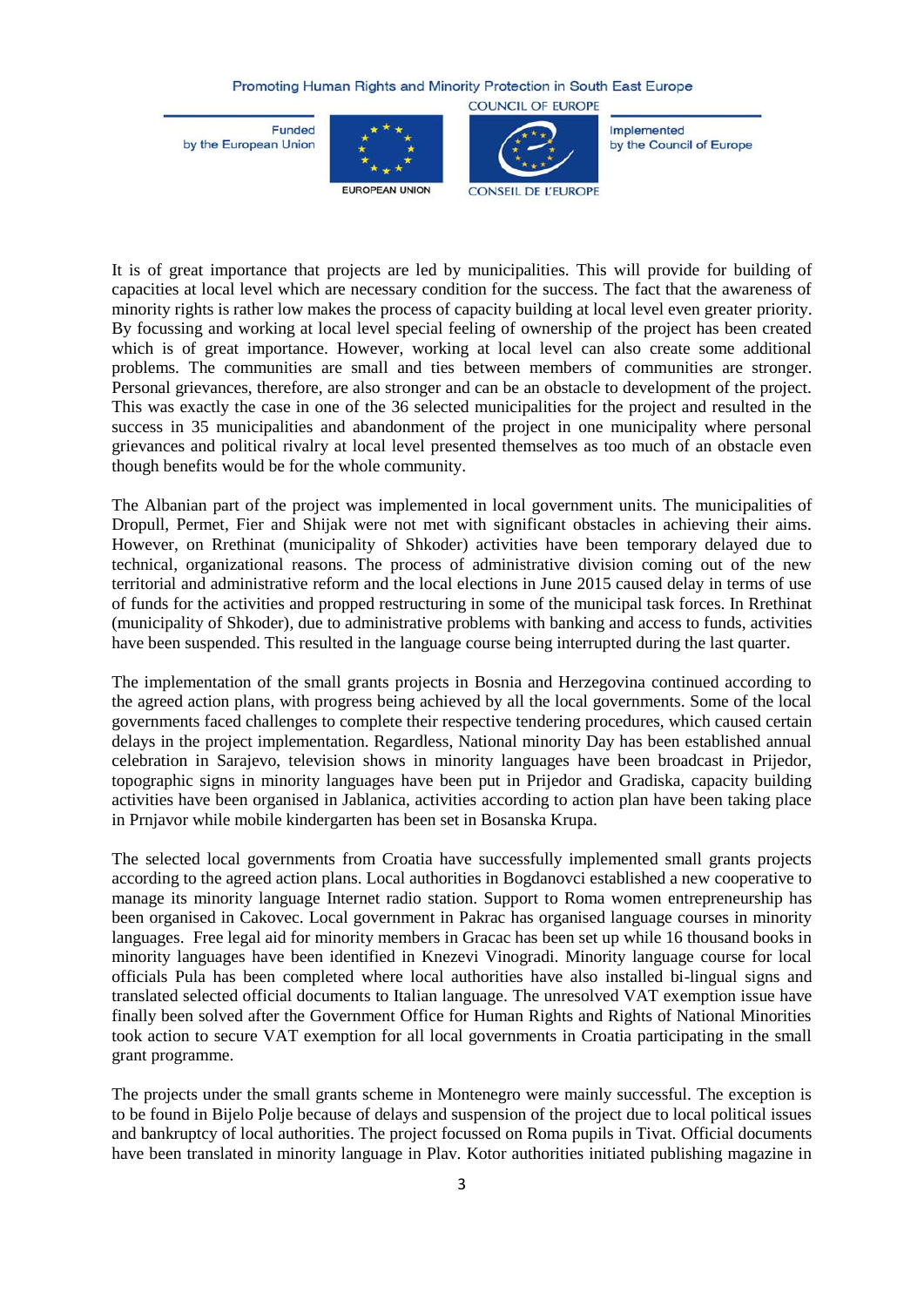It is of great importance that projects are led by municipalities. This will provide for building of capacities at local level which are necessary condition for the success. The fact that the awareness of minority rights is rather low makes the process of capacity building at local level even greater priority. By focussing and working at local level special feeling of ownership of the project has been created which is of great importance. However, working at local level can also create some additional problems. The communities are small and ties between members of communities are stronger. Personal grievances, therefore, are also stronger and can be an obstacle to development of the project. This was exactly the case in one of the 36 selected municipalities for the project and resulted in the success in 35 municipalities and abandonment of the project in one municipality where personal grievances and political rivalry at local level presented themselves as too much of an obstacle even though benefits would be for the whole community.

The Albanian part of the project was implemented in local government units. The municipalities of Dropull, Permet, Fier and Shijak were not met with significant obstacles in achieving their aims. However, on Rrethinat (municipality of Shkoder) activities have been temporary delayed due to technical, organizational reasons. The process of administrative division coming out of the new territorial and administrative reform and the local elections in June 2015 caused delay in terms of use of funds for the activities and propped restructuring in some of the municipal task forces. In Rrethinat (municipality of Shkoder), due to administrative problems with banking and access to funds, activities have been suspended. This resulted in the language course being interrupted during the last quarter.

The implementation of the small grants projects in Bosnia and Herzegovina continued according to the agreed action plans, with progress being achieved by all the local governments. Some of the local governments faced challenges to complete their respective tendering procedures, which caused certain delays in the project implementation. Regardless, National minority Day has been established annual celebration in Sarajevo, television shows in minority languages have been broadcast in Prijedor, topographic signs in minority languages have been put in Prijedor and Gradiska, capacity building activities have been organised in Jablanica, activities according to action plan have been taking place in Prnjavor while mobile kindergarten has been set in Bosanska Krupa.

The selected local governments from Croatia have successfully implemented small grants projects according to the agreed action plans. Local authorities in Bogdanovci established a new cooperative to manage its minority language Internet radio station. Support to Roma women entrepreneurship has been organised in Cakovec. Local government in Pakrac has organised language courses in minority languages. Free legal aid for minority members in Gracac has been set up while 16 thousand books in minority languages have been identified in Knezevi Vinogradi. Minority language course for local officials Pula has been completed where local authorities have also installed bi-lingual signs and translated selected official documents to Italian language. The unresolved VAT exemption issue have finally been solved after the Government Office for Human Rights and Rights of National Minorities took action to secure VAT exemption for all local governments in Croatia participating in the small grant programme.

The projects under the small grants scheme in Montenegro were mainly successful. The exception is to be found in Bijelo Polje because of delays and suspension of the project due to local political issues and bankruptcy of local authorities. The project focussed on Roma pupils in Tivat. Official documents have been translated in minority language in Plav. Kotor authorities initiated publishing magazine in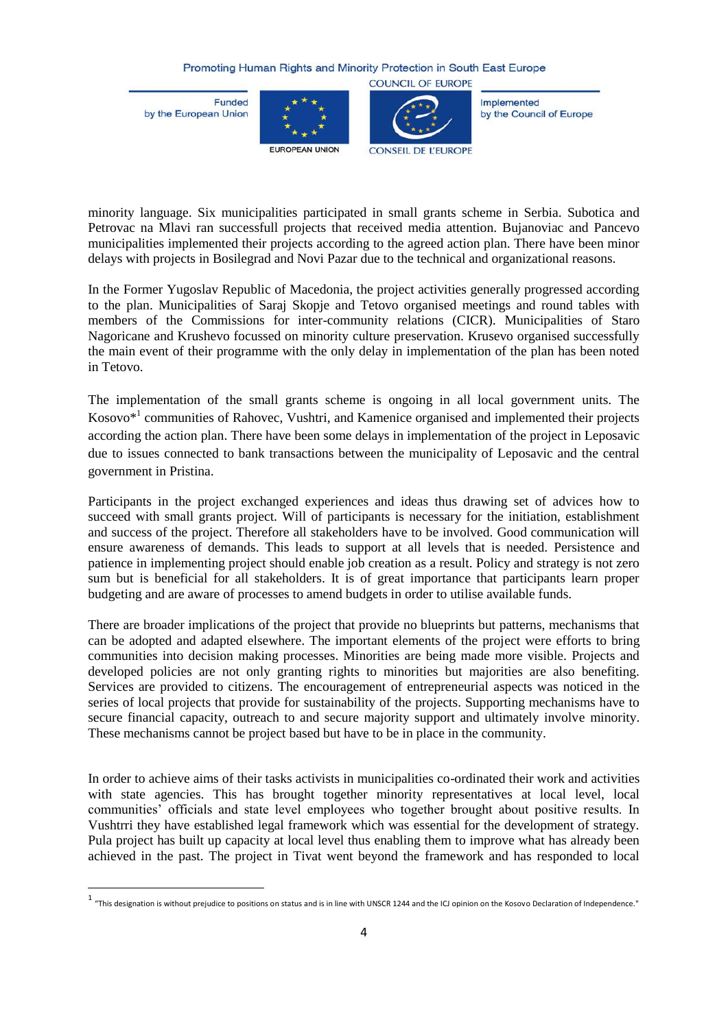minority language. Six municipalities participated in small grants scheme in Serbia. Subotica and Petrovac na Mlavi ran successfull projects that received media attention. Bujanoviac and Pancevo municipalities implemented their projects according to the agreed action plan. There have been minor delays with projects in Bosilegrad and Novi Pazar due to the technical and organizational reasons.

In the Former Yugoslav Republic of Macedonia, the project activities generally progressed according to the plan. Municipalities of Saraj Skopje and Tetovo organised meetings and round tables with members of the Commissions for inter-community relations (CICR). Municipalities of Staro Nagoricane and Krushevo focussed on minority culture preservation. Krusevo organised successfully the main event of their programme with the only delay in implementation of the plan has been noted in Tetovo.

The implementation of the small grants scheme is ongoing in all local government units. The Kosovo*[1] communities of Rahovec, Vushtri, and Kamenice organised and implemented their projects according the action plan. There have been some delays in implementation of the project in Leposavic due to issues connected to bank transactions between the municipality of Leposavic and the central government in Pristina.

Participants in the project exchanged experiences and ideas thus drawing set of advices how to succeed with small grants project. Will of participants is necessary for the initiation, establishment and success of the project. Therefore all stakeholders have to be involved. Good communication will ensure awareness of demands. This leads to support at all levels that is needed. Persistence and patience in implementing project should enable job creation as a result. Policy and strategy is not zero sum but is beneficial for all stakeholders. It is of great importance that participants learn proper budgeting and are aware of processes to amend budgets in order to utilise available funds.

There are broader implications of the project that provide no blueprints but patterns, mechanisms that can be adopted and adapted elsewhere. The important elements of the project were efforts to bring communities into decision making processes. Minorities are being made more visible. Projects and developed policies are not only granting rights to minorities but majorities are also benefiting. Services are provided to citizens. The encouragement of entrepreneurial aspects was noticed in the series of local projects that provide for sustainability of the projects. Supporting mechanisms have to secure financial capacity, outreach to and secure majority support and ultimately involve minority. These mechanisms cannot be project based but have to be in place in the community.

In order to achieve aims of their tasks activists in municipalities co-ordinated their work and activities with state agencies. This has brought together minority representatives at local level, local communities' officials and state level employees who together brought about positive results. In Vushtrri they have established legal framework which was essential for the development of strategy. Pula project has built up capacity at local level thus enabling them to improve what has already been achieved in the past. The project in Tivat went beyond the framework and has responded to local

[1] "This designation is without prejudice to positions on status and is in line with UNSCR 1244 and the ICJ opinion on the Kosovo Declaration of Independence."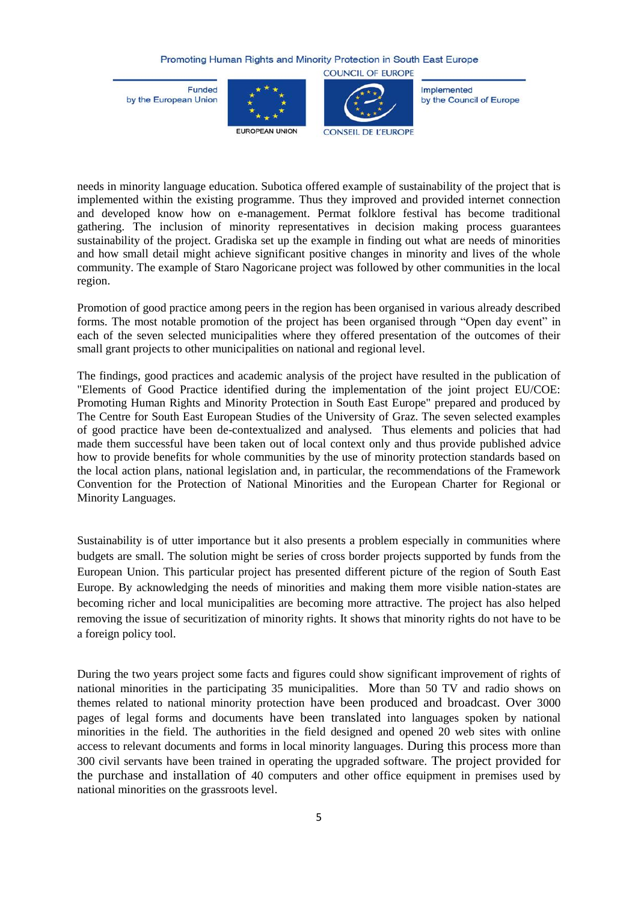needs in minority language education. Subotica offered example of sustainability of the project that is implemented within the existing programme. Thus they improved and provided internet connection and developed know how on e-management. Permat folklore festival has become traditional gathering. The inclusion of minority representatives in decision making process guarantees sustainability of the project. Gradiska set up the example in finding out what are needs of minorities and how small detail might achieve significant positive changes in minority and lives of the whole community. The example of Staro Nagoricane project was followed by other communities in the local region.

Promotion of good practice among peers in the region has been organised in various already described forms. The most notable promotion of the project has been organised through "Open day event" in each of the seven selected municipalities where they offered presentation of the outcomes of their small grant projects to other municipalities on national and regional level.

The findings, good practices and academic analysis of the project have resulted in the publication of "Elements of Good Practice identified during the implementation of the joint project EU/COE: Promoting Human Rights and Minority Protection in South East Europe" prepared and produced by The Centre for South East European Studies of the University of Graz. The seven selected examples of good practice have been de-contextualized and analysed. Thus elements and policies that had made them successful have been taken out of local context only and thus provide published advice how to provide benefits for whole communities by the use of minority protection standards based on the local action plans, national legislation and, in particular, the recommendations of the Framework Convention for the Protection of National Minorities and the European Charter for Regional or Minority Languages.

Sustainability is of utter importance but it also presents a problem especially in communities where budgets are small. The solution might be series of cross border projects supported by funds from the European Union. This particular project has presented different picture of the region of South East Europe. By acknowledging the needs of minorities and making them more visible nation-states are becoming richer and local municipalities are becoming more attractive. The project has also helped removing the issue of securitization of minority rights. It shows that minority rights do not have to be a foreign policy tool.

During the two years project some facts and figures could show significant improvement of rights of national minorities in the participating 35 municipalities. More than 50 TV and radio shows on themes related to national minority protection have been produced and broadcast. Over 3000 pages of legal forms and documents have been translated into languages spoken by national minorities in the field. The authorities in the field designed and opened 20 web sites with online access to relevant documents and forms in local minority languages. During this process more than 300 civil servants have been trained in operating the upgraded software. The project provided for the purchase and installation of 40 computers and other office equipment in premises used by national minorities on the grassroots level.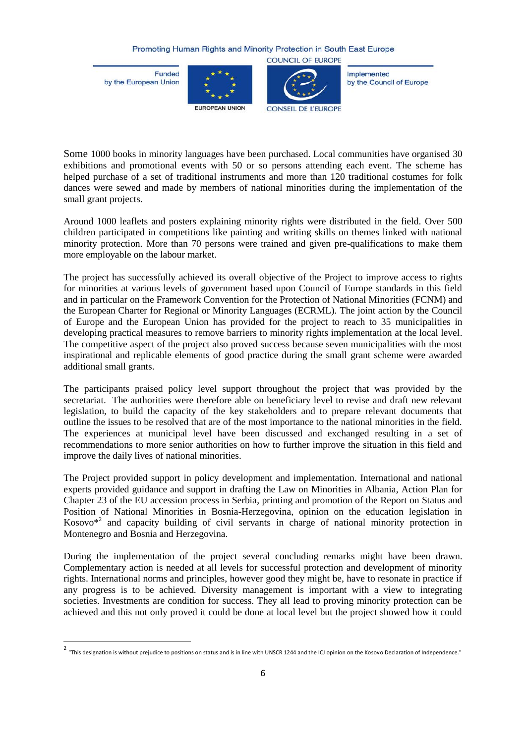Some 1000 books in minority languages have been purchased. Local communities have organised 30 exhibitions and promotional events with 50 or so persons attending each event. The scheme has helped purchase of a set of traditional instruments and more than 120 traditional costumes for folk dances were sewed and made by members of national minorities during the implementation of the small grant projects.

Around 1000 leaflets and posters explaining minority rights were distributed in the field. Over 500 children participated in competitions like painting and writing skills on themes linked with national minority protection. More than 70 persons were trained and given pre-qualifications to make them more employable on the labour market.

The project has successfully achieved its overall objective of the Project to improve access to rights for minorities at various levels of government based upon Council of Europe standards in this field and in particular on the Framework Convention for the Protection of National Minorities (FCNM) and the European Charter for Regional or Minority Languages (ECRML). The joint action by the Council of Europe and the European Union has provided for the project to reach to 35 municipalities in developing practical measures to remove barriers to minority rights implementation at the local level. The competitive aspect of the project also proved success because seven municipalities with the most inspirational and replicable elements of good practice during the small grant scheme were awarded additional small grants.

The participants praised policy level support throughout the project that was provided by the secretariat. The authorities were therefore able on beneficiary level to revise and draft new relevant legislation, to build the capacity of the key stakeholders and to prepare relevant documents that outline the issues to be resolved that are of the most importance to the national minorities in the field. The experiences at municipal level have been discussed and exchanged resulting in a set of recommendations to more senior authorities on how to further improve the situation in this field and improve the daily lives of national minorities.

The Project provided support in policy development and implementation. International and national experts provided guidance and support in drafting the Law on Minorities in Albania, Action Plan for Chapter 23 of the EU accession process in Serbia, printing and promotion of the Report on Status and Position of National Minorities in Bosnia-Herzegovina, opinion on the education legislation in Kosovo*[2] and capacity building of civil servants in charge of national minority protection in Montenegro and Bosnia and Herzegovina.

During the implementation of the project several concluding remarks might have been drawn. Complementary action is needed at all levels for successful protection and development of minority rights. International norms and principles, however good they might be, have to resonate in practice if any progress is to be achieved. Diversity management is important with a view to integrating societies. Investments are condition for success. They all lead to proving minority protection can be achieved and this not only proved it could be done at local level but the project showed how it could

[2] "This designation is without prejudice to positions on status and is in line with UNSCR 1244 and the ICJ opinion on the Kosovo Declaration of Independence."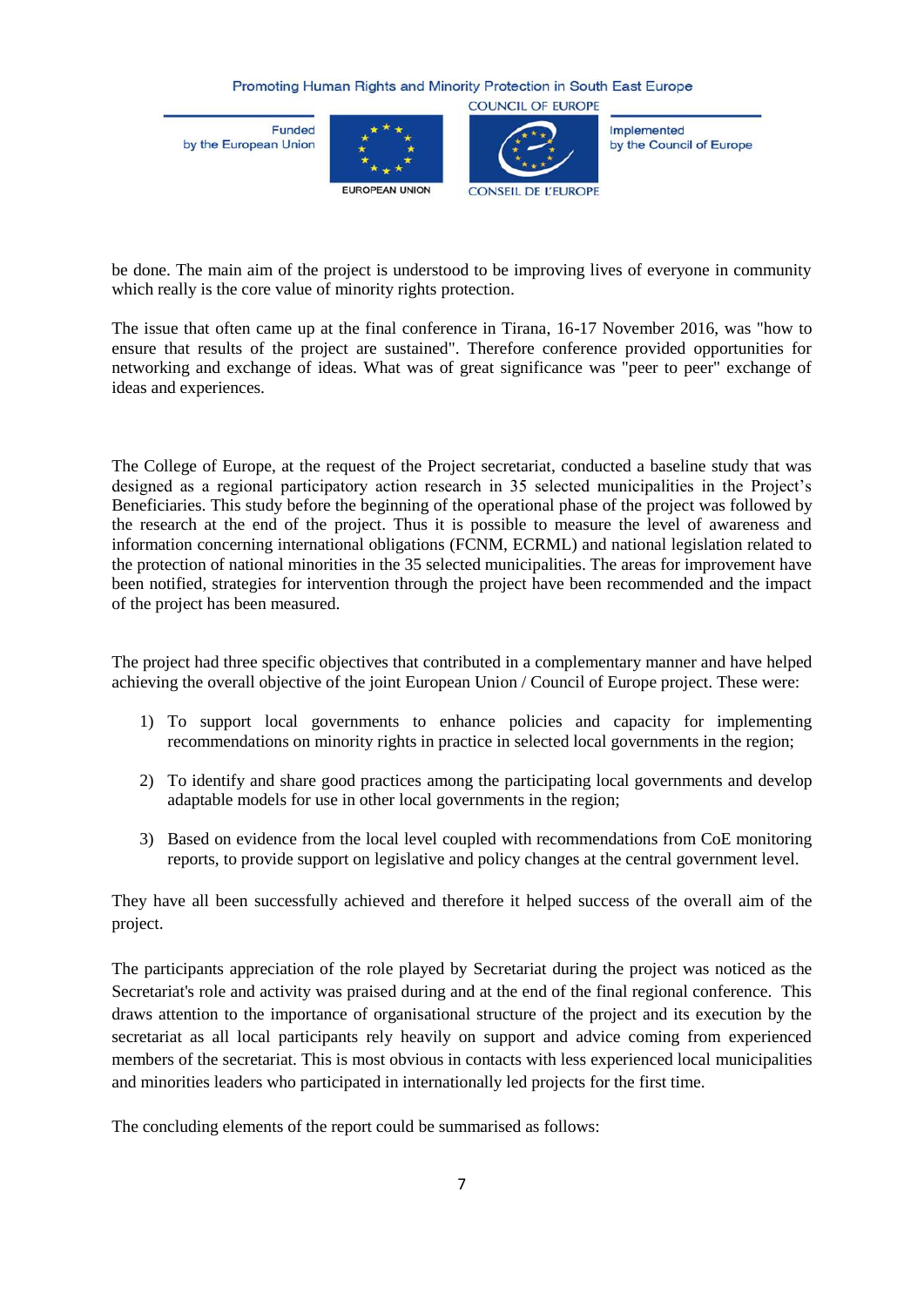be done. The main aim of the project is understood to be improving lives of everyone in community which really is the core value of minority rights protection.

The issue that often came up at the final conference in Tirana, 16-17 November 2016, was "how to ensure that results of the project are sustained". Therefore conference provided opportunities for networking and exchange of ideas. What was of great significance was "peer to peer" exchange of ideas and experiences.

The College of Europe, at the request of the Project secretariat, conducted a baseline study that was designed as a regional participatory action research in 35 selected municipalities in the Project's Beneficiaries. This study before the beginning of the operational phase of the project was followed by the research at the end of the project. Thus it is possible to measure the level of awareness and information concerning international obligations (FCNM, ECRML) and national legislation related to the protection of national minorities in the 35 selected municipalities. The areas for improvement have been notified, strategies for intervention through the project have been recommended and the impact of the project has been measured.

The project had three specific objectives that contributed in a complementary manner and have helped achieving the overall objective of the joint European Union / Council of Europe project. These were:

1) To support local governments to enhance policies and capacity for implementing recommendations on minority rights in practice in selected local governments in the region;
2) To identify and share good practices among the participating local governments and develop adaptable models for use in other local governments in the region;
3) Based on evidence from the local level coupled with recommendations from CoE monitoring reports, to provide support on legislative and policy changes at the central government level.

They have all been successfully achieved and therefore it helped success of the overall aim of the project.

The participants appreciation of the role played by Secretariat during the project was noticed as the Secretariat's role and activity was praised during and at the end of the final regional conference. This draws attention to the importance of organisational structure of the project and its execution by the secretariat as all local participants rely heavily on support and advice coming from experienced members of the secretariat. This is most obvious in contacts with less experienced local municipalities and minorities leaders who participated in internationally led projects for the first time.

The concluding elements of the report could be summarised as follows: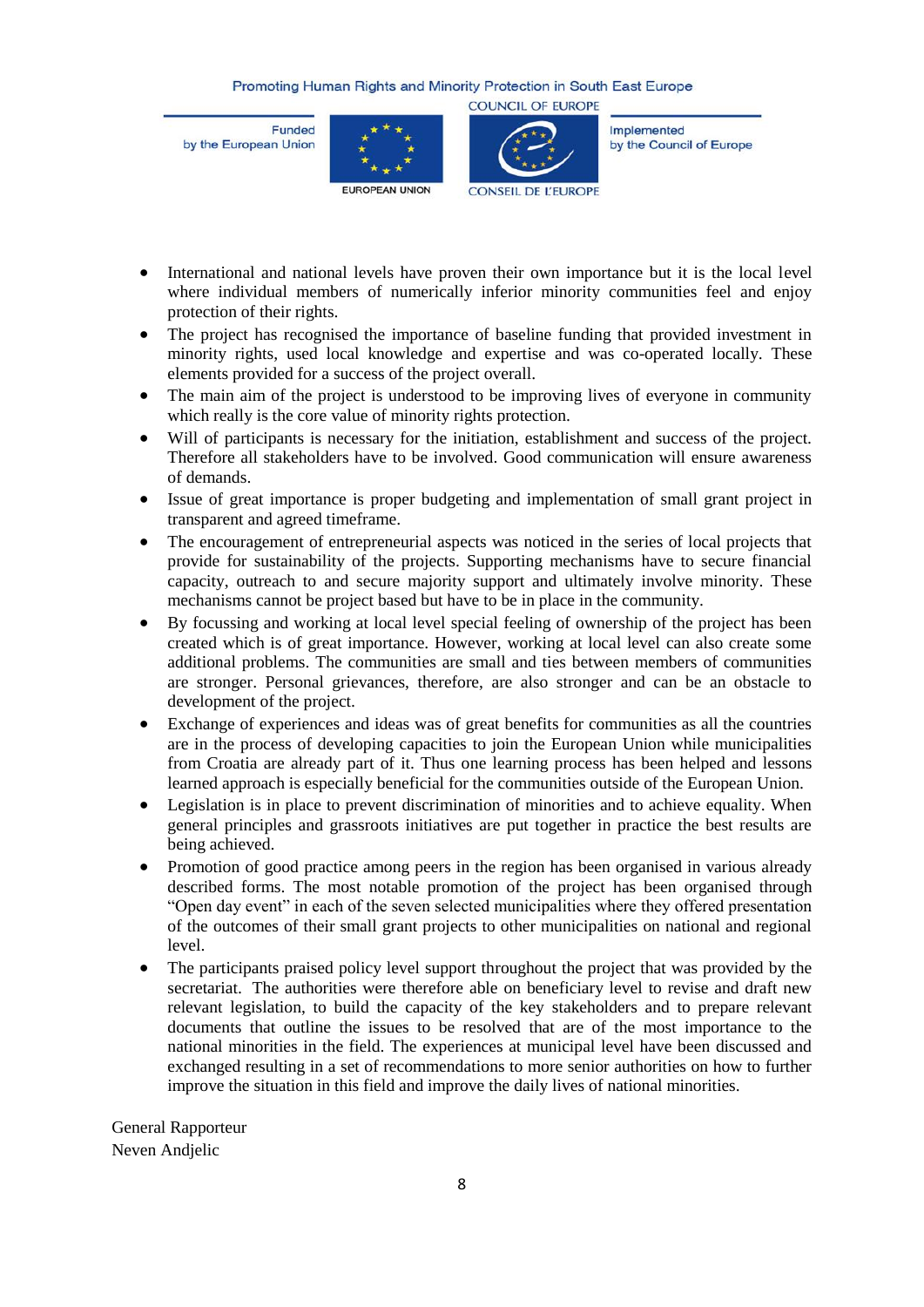- International and national levels have proven their own importance but it is the local level where individual members of numerically inferior minority communities feel and enjoy protection of their rights.
- The project has recognised the importance of baseline funding that provided investment in minority rights, used local knowledge and expertise and was co-operated locally. These elements provided for a success of the project overall.
- The main aim of the project is understood to be improving lives of everyone in community which really is the core value of minority rights protection.
- Will of participants is necessary for the initiation, establishment and success of the project. Therefore all stakeholders have to be involved. Good communication will ensure awareness of demands.
- Issue of great importance is proper budgeting and implementation of small grant project in transparent and agreed timeframe.
- The encouragement of entrepreneurial aspects was noticed in the series of local projects that provide for sustainability of the projects. Supporting mechanisms have to secure financial capacity, outreach to and secure majority support and ultimately involve minority. These mechanisms cannot be project based but have to be in place in the community.
- By focussing and working at local level special feeling of ownership of the project has been created which is of great importance. However, working at local level can also create some additional problems. The communities are small and ties between members of communities are stronger. Personal grievances, therefore, are also stronger and can be an obstacle to development of the project.
- Exchange of experiences and ideas was of great benefits for communities as all the countries are in the process of developing capacities to join the European Union while municipalities from Croatia are already part of it. Thus one learning process has been helped and lessons learned approach is especially beneficial for the communities outside of the European Union.
- Legislation is in place to prevent discrimination of minorities and to achieve equality. When general principles and grassroots initiatives are put together in practice the best results are being achieved.
- Promotion of good practice among peers in the region has been organised in various already described forms. The most notable promotion of the project has been organised through "Open day event" in each of the seven selected municipalities where they offered presentation of the outcomes of their small grant projects to other municipalities on national and regional level.
- The participants praised policy level support throughout the project that was provided by the secretariat. The authorities were therefore able on beneficiary level to revise and draft new relevant legislation, to build the capacity of the key stakeholders and to prepare relevant documents that outline the issues to be resolved that are of the most importance to the national minorities in the field. The experiences at municipal level have been discussed and exchanged resulting in a set of recommendations to more senior authorities on how to further improve the situation in this field and improve the daily lives of national minorities.

General Rapporteur
Neven Andjelic